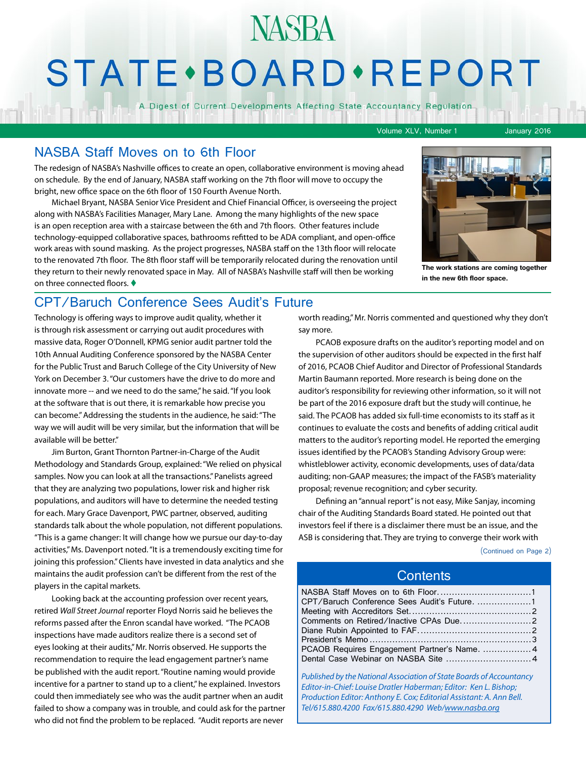# NASBA STATE•BOARD•REPORT

A Digest of Current Developments Affecting State Accountancy Regulation

Volume XLV, Number 1 — January 2016

## NASBA Staff Moves on to 6th Floor

The redesign of NASBA's Nashville offices to create an open, collaborative environment is moving ahead on schedule. By the end of January, NASBA staff working on the 7th floor will move to occupy the bright, new office space on the 6th floor of 150 Fourth Avenue North.

Michael Bryant, NASBA Senior Vice President and Chief Financial Officer, is overseeing the project along with NASBA's Facilities Manager, Mary Lane. Among the many highlights of the new space is an open reception area with a staircase between the 6th and 7th floors. Other features include technology-equipped collaborative spaces, bathrooms refitted to be ADA compliant, and open-office work areas with sound masking. As the project progresses, NASBA staff on the 13th floor will relocate to the renovated 7th floor. The 8th floor staff will be temporarily relocated during the renovation until they return to their newly renovated space in May. All of NASBA's Nashville staff will then be working on three connected floors. ♦

**The work stations are coming together in the new 6th floor space.**

## CPT/Baruch Conference Sees Audit's Future

Technology is offering ways to improve audit quality, whether it is through risk assessment or carrying out audit procedures with massive data, Roger O'Donnell, KPMG senior audit partner told the 10th Annual Auditing Conference sponsored by the NASBA Center for the Public Trust and Baruch College of the City University of New York on December 3. "Our customers have the drive to do more and innovate more -- and we need to do the same," he said. "If you look at the software that is out there, it is remarkable how precise you can become." Addressing the students in the audience, he said: "The way we will audit will be very similar, but the information that will be available will be better."

Jim Burton, Grant Thornton Partner-in-Charge of the Audit Methodology and Standards Group, explained: "We relied on physical samples. Now you can look at all the transactions." Panelists agreed that they are analyzing two populations, lower risk and higher risk populations, and auditors will have to determine the needed testing for each. Mary Grace Davenport, PWC partner, observed, auditing standards talk about the whole population, not different populations. "This is a game changer: It will change how we pursue our day-to-day activities," Ms. Davenport noted. "It is a tremendously exciting time for joining this profession." Clients have invested in data analytics and she maintains the audit profession can't be different from the rest of the players in the capital markets.

Looking back at the accounting profession over recent years, retired *Wall Street Journal* reporter Floyd Norris said he believes the reforms passed after the Enron scandal have worked. "The PCAOB inspections have made auditors realize there is a second set of eyes looking at their audits," Mr. Norris observed. He supports the recommendation to require the lead engagement partner's name be published with the audit report. "Routine naming would provide incentive for a partner to stand up to a client," he explained. Investors could then immediately see who was the audit partner when an audit failed to show a company was in trouble, and could ask for the partner who did not find the problem to be replaced. "Audit reports are never worth reading," Mr. Norris commented and questioned why they don't say more.

PCAOB exposure drafts on the auditor's reporting model and on the supervision of other auditors should be expected in the first half of 2016, PCAOB Chief Auditor and Director of Professional Standards Martin Baumann reported. More research is being done on the auditor's responsibility for reviewing other information, so it will not be part of the 2016 exposure draft but the study will continue, he said. The PCAOB has added six full-time economists to its staff as it continues to evaluate the costs and benefits of adding critical audit matters to the auditor's reporting model. He reported the emerging issues identified by the PCAOB's Standing Advisory Group were: whistleblower activity, economic developments, uses of data/data auditing; non-GAAP measures; the impact of the FASB's materiality proposal; revenue recognition; and cyber security.

Defining an "annual report" is not easy, Mike Sanjay, incoming chair of the Auditing Standards Board stated. He pointed out that investors feel if there is a disclaimer there must be an issue, and the ASB is considering that. They are trying to converge their work with

(Continued on Page 2)

## Contents

- NASBA Staff Moves on to 6th Floor....1
- CPT/Baruch Conference Sees Audit's Future....1
- Meeting with Accreditors Set....2
- Comments on Retired/Inactive CPAs Due....2
- Diane Rubin Appointed to FAF....2
- President's Memo....3
- PCAOB Requires Engagement Partner's Name....4
- Dental Case Webinar on NASBA Site....4

*Published by the National Association of State Boards of Accountancy*
*Editor-in-Chief: Louise Dratler Haberman; Editor: Ken L. Bishop; Production Editor: Anthony E. Cox; Editorial Assistant: A. Ann Bell.*
*Tel/615.880.4200 Fax/615.880.4290 Web/www.nasba.org*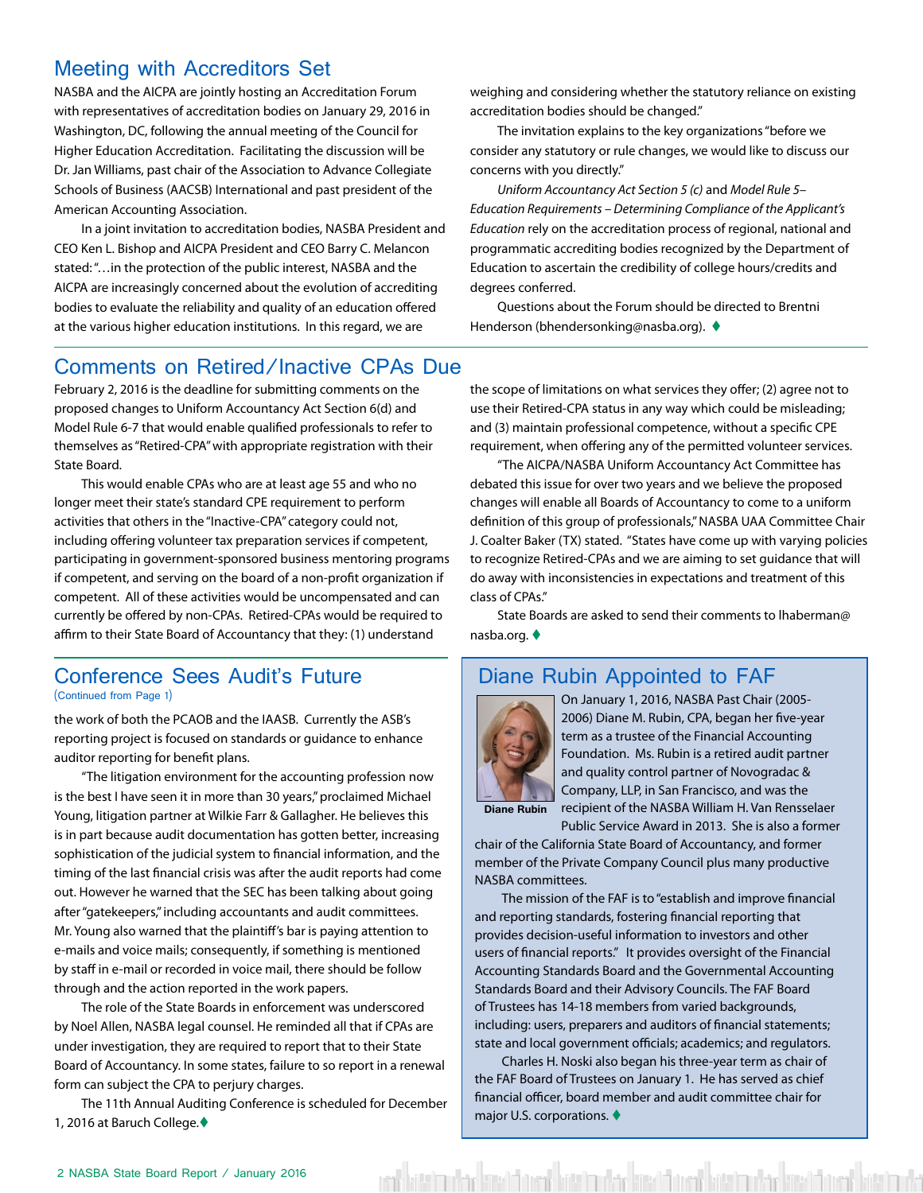## Meeting with Accreditors Set

NASBA and the AICPA are jointly hosting an Accreditation Forum with representatives of accreditation bodies on January 29, 2016 in Washington, DC, following the annual meeting of the Council for Higher Education Accreditation. Facilitating the discussion will be Dr. Jan Williams, past chair of the Association to Advance Collegiate Schools of Business (AACSB) International and past president of the American Accounting Association.

In a joint invitation to accreditation bodies, NASBA President and CEO Ken L. Bishop and AICPA President and CEO Barry C. Melancon stated: "…in the protection of the public interest, NASBA and the AICPA are increasingly concerned about the evolution of accrediting bodies to evaluate the reliability and quality of an education offered at the various higher education institutions. In this regard, we are weighing and considering whether the statutory reliance on existing accreditation bodies should be changed."

The invitation explains to the key organizations "before we consider any statutory or rule changes, we would like to discuss our concerns with you directly."

*Uniform Accountancy Act Section 5 (c)* and *Model Rule 5– Education Requirements – Determining Compliance of the Applicant's Education* rely on the accreditation process of regional, national and programmatic accrediting bodies recognized by the Department of Education to ascertain the credibility of college hours/credits and degrees conferred.

Questions about the Forum should be directed to Brentni Henderson (bhendersonking@nasba.org). ♦

## Comments on Retired/Inactive CPAs Due

February 2, 2016 is the deadline for submitting comments on the proposed changes to Uniform Accountancy Act Section 6(d) and Model Rule 6-7 that would enable qualified professionals to refer to themselves as "Retired-CPA" with appropriate registration with their State Board.

This would enable CPAs who are at least age 55 and who no longer meet their state's standard CPE requirement to perform activities that others in the "Inactive-CPA" category could not, including offering volunteer tax preparation services if competent, participating in government-sponsored business mentoring programs if competent, and serving on the board of a non-profit organization if competent. All of these activities would be uncompensated and can currently be offered by non-CPAs. Retired-CPAs would be required to affirm to their State Board of Accountancy that they: (1) understand the scope of limitations on what services they offer; (2) agree not to use their Retired-CPA status in any way which could be misleading; and (3) maintain professional competence, without a specific CPE requirement, when offering any of the permitted volunteer services.

"The AICPA/NASBA Uniform Accountancy Act Committee has debated this issue for over two years and we believe the proposed changes will enable all Boards of Accountancy to come to a uniform definition of this group of professionals," NASBA UAA Committee Chair J. Coalter Baker (TX) stated. "States have come up with varying policies to recognize Retired-CPAs and we are aiming to set guidance that will do away with inconsistencies in expectations and treatment of this class of CPAs."

State Boards are asked to send their comments to lhaberman@nasba.org. ♦

## Conference Sees Audit's Future

(Continued from Page 1)

the work of both the PCAOB and the IAASB. Currently the ASB's reporting project is focused on standards or guidance to enhance auditor reporting for benefit plans.

"The litigation environment for the accounting profession now is the best I have seen it in more than 30 years," proclaimed Michael Young, litigation partner at Wilkie Farr & Gallagher. He believes this is in part because audit documentation has gotten better, increasing sophistication of the judicial system to financial information, and the timing of the last financial crisis was after the audit reports had come out. However he warned that the SEC has been talking about going after "gatekeepers," including accountants and audit committees. Mr. Young also warned that the plaintiff's bar is paying attention to e-mails and voice mails; consequently, if something is mentioned by staff in e-mail or recorded in voice mail, there should be follow through and the action reported in the work papers.

The role of the State Boards in enforcement was underscored by Noel Allen, NASBA legal counsel. He reminded all that if CPAs are under investigation, they are required to report that to their State Board of Accountancy. In some states, failure to so report in a renewal form can subject the CPA to perjury charges.

The 11th Annual Auditing Conference is scheduled for December 1, 2016 at Baruch College.♦

## Diane Rubin Appointed to FAF

Diane Rubin

On January 1, 2016, NASBA Past Chair (2005-2006) Diane M. Rubin, CPA, began her five-year term as a trustee of the Financial Accounting Foundation. Ms. Rubin is a retired audit partner and quality control partner of Novogradac & Company, LLP, in San Francisco, and was the recipient of the NASBA William H. Van Rensselaer Public Service Award in 2013. She is also a former chair of the California State Board of Accountancy, and former member of the Private Company Council plus many productive NASBA committees.

The mission of the FAF is to "establish and improve financial and reporting standards, fostering financial reporting that provides decision-useful information to investors and other users of financial reports." It provides oversight of the Financial Accounting Standards Board and the Governmental Accounting Standards Board and their Advisory Councils. The FAF Board of Trustees has 14-18 members from varied backgrounds, including: users, preparers and auditors of financial statements; state and local government officials; academics; and regulators.

Charles H. Noski also began his three-year term as chair of the FAF Board of Trustees on January 1. He has served as chief financial officer, board member and audit committee chair for major U.S. corporations. ♦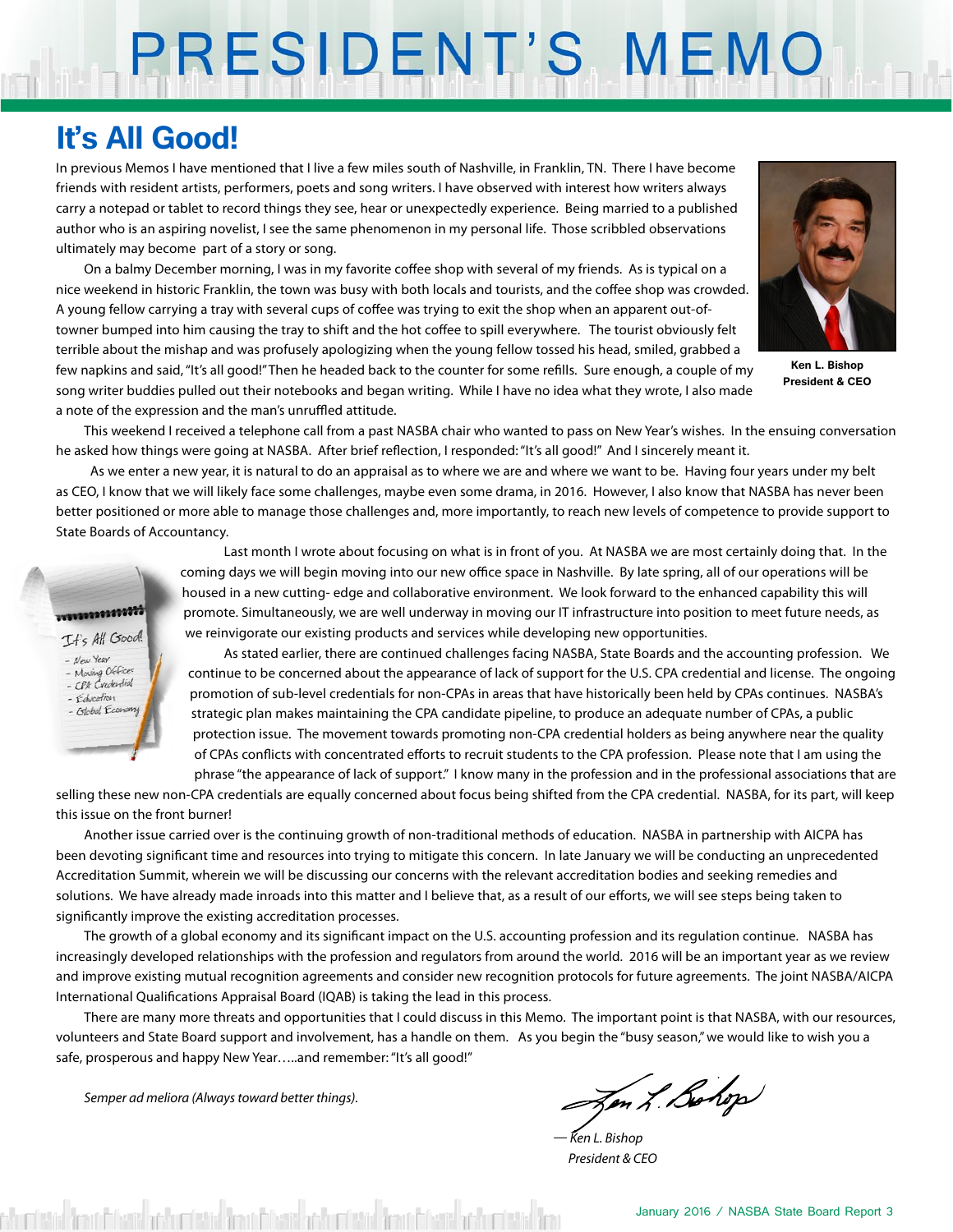# PRESIDENT'S MEMO

## It's All Good!

In previous Memos I have mentioned that I live a few miles south of Nashville, in Franklin, TN. There I have become friends with resident artists, performers, poets and song writers. I have observed with interest how writers always carry a notepad or tablet to record things they see, hear or unexpectedly experience. Being married to a published author who is an aspiring novelist, I see the same phenomenon in my personal life. Those scribbled observations ultimately may become part of a story or song.

Ken L. Bishop
President & CEO

On a balmy December morning, I was in my favorite coffee shop with several of my friends. As is typical on a nice weekend in historic Franklin, the town was busy with both locals and tourists, and the coffee shop was crowded. A young fellow carrying a tray with several cups of coffee was trying to exit the shop when an apparent out-of-towner bumped into him causing the tray to shift and the hot coffee to spill everywhere. The tourist obviously felt terrible about the mishap and was profusely apologizing when the young fellow tossed his head, smiled, grabbed a few napkins and said, "It's all good!" Then he headed back to the counter for some refills. Sure enough, a couple of my song writer buddies pulled out their notebooks and began writing. While I have no idea what they wrote, I also made a note of the expression and the man's unruffled attitude.

This weekend I received a telephone call from a past NASBA chair who wanted to pass on New Year's wishes. In the ensuing conversation he asked how things were going at NASBA. After brief reflection, I responded: "It's all good!" And I sincerely meant it.

As we enter a new year, it is natural to do an appraisal as to where we are and where we want to be. Having four years under my belt as CEO, I know that we will likely face some challenges, maybe even some drama, in 2016. However, I also know that NASBA has never been better positioned or more able to manage those challenges and, more importantly, to reach new levels of competence to provide support to State Boards of Accountancy.

It's All Good!
- New Year
- Moving Offices
- CPA Credential
- Education
- Global Economy

Last month I wrote about focusing on what is in front of you. At NASBA we are most certainly doing that. In the coming days we will begin moving into our new office space in Nashville. By late spring, all of our operations will be housed in a new cutting- edge and collaborative environment. We look forward to the enhanced capability this will promote. Simultaneously, we are well underway in moving our IT infrastructure into position to meet future needs, as we reinvigorate our existing products and services while developing new opportunities.

As stated earlier, there are continued challenges facing NASBA, State Boards and the accounting profession. We continue to be concerned about the appearance of lack of support for the U.S. CPA credential and license. The ongoing promotion of sub-level credentials for non-CPAs in areas that have historically been held by CPAs continues. NASBA's strategic plan makes maintaining the CPA candidate pipeline, to produce an adequate number of CPAs, a public protection issue. The movement towards promoting non-CPA credential holders as being anywhere near the quality of CPAs conflicts with concentrated efforts to recruit students to the CPA profession. Please note that I am using the phrase "the appearance of lack of support." I know many in the profession and in the professional associations that are selling these new non-CPA credentials are equally concerned about focus being shifted from the CPA credential. NASBA, for its part, will keep this issue on the front burner!

Another issue carried over is the continuing growth of non-traditional methods of education. NASBA in partnership with AICPA has been devoting significant time and resources into trying to mitigate this concern. In late January we will be conducting an unprecedented Accreditation Summit, wherein we will be discussing our concerns with the relevant accreditation bodies and seeking remedies and solutions. We have already made inroads into this matter and I believe that, as a result of our efforts, we will see steps being taken to significantly improve the existing accreditation processes.

The growth of a global economy and its significant impact on the U.S. accounting profession and its regulation continue. NASBA has increasingly developed relationships with the profession and regulators from around the world. 2016 will be an important year as we review and improve existing mutual recognition agreements and consider new recognition protocols for future agreements. The joint NASBA/AICPA International Qualifications Appraisal Board (IQAB) is taking the lead in this process.

There are many more threats and opportunities that I could discuss in this Memo. The important point is that NASBA, with our resources, volunteers and State Board support and involvement, has a handle on them. As you begin the "busy season," we would like to wish you a safe, prosperous and happy New Year…..and remember: "It's all good!"

*Semper ad meliora (Always toward better things).*

— *Ken L. Bishop*
*President & CEO*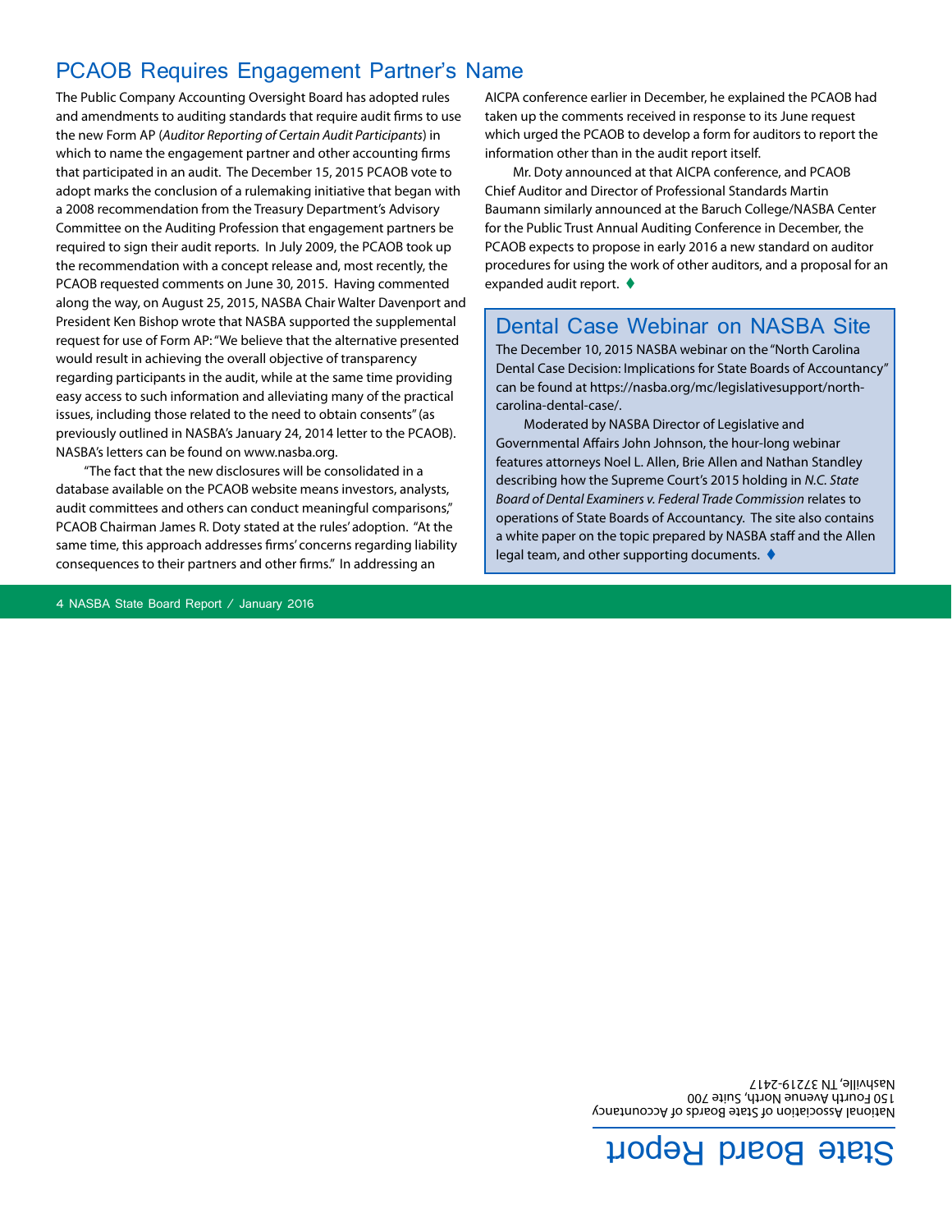## PCAOB Requires Engagement Partner's Name

The Public Company Accounting Oversight Board has adopted rules and amendments to auditing standards that require audit firms to use the new Form AP (*Auditor Reporting of Certain Audit Participants*) in which to name the engagement partner and other accounting firms that participated in an audit. The December 15, 2015 PCAOB vote to adopt marks the conclusion of a rulemaking initiative that began with a 2008 recommendation from the Treasury Department's Advisory Committee on the Auditing Profession that engagement partners be required to sign their audit reports. In July 2009, the PCAOB took up the recommendation with a concept release and, most recently, the PCAOB requested comments on June 30, 2015. Having commented along the way, on August 25, 2015, NASBA Chair Walter Davenport and President Ken Bishop wrote that NASBA supported the supplemental request for use of Form AP: "We believe that the alternative presented would result in achieving the overall objective of transparency regarding participants in the audit, while at the same time providing easy access to such information and alleviating many of the practical issues, including those related to the need to obtain consents" (as previously outlined in NASBA's January 24, 2014 letter to the PCAOB). NASBA's letters can be found on www.nasba.org.

"The fact that the new disclosures will be consolidated in a database available on the PCAOB website means investors, analysts, audit committees and others can conduct meaningful comparisons," PCAOB Chairman James R. Doty stated at the rules' adoption. "At the same time, this approach addresses firms' concerns regarding liability consequences to their partners and other firms." In addressing an AICPA conference earlier in December, he explained the PCAOB had taken up the comments received in response to its June request which urged the PCAOB to develop a form for auditors to report the information other than in the audit report itself.

Mr. Doty announced at that AICPA conference, and PCAOB Chief Auditor and Director of Professional Standards Martin Baumann similarly announced at the Baruch College/NASBA Center for the Public Trust Annual Auditing Conference in December, the PCAOB expects to propose in early 2016 a new standard on auditor procedures for using the work of other auditors, and a proposal for an expanded audit report. ♦

## Dental Case Webinar on NASBA Site

The December 10, 2015 NASBA webinar on the "North Carolina Dental Case Decision: Implications for State Boards of Accountancy" can be found at https://nasba.org/mc/legislativesupport/north-carolina-dental-case/.

Moderated by NASBA Director of Legislative and Governmental Affairs John Johnson, the hour-long webinar features attorneys Noel L. Allen, Brie Allen and Nathan Standley describing how the Supreme Court's 2015 holding in *N.C. State Board of Dental Examiners v. Federal Trade Commission* relates to operations of State Boards of Accountancy. The site also contains a white paper on the topic prepared by NASBA staff and the Allen legal team, and other supporting documents. ♦

State Board Report

National Association of State Boards of Accountancy
150 Fourth Avenue North, Suite 700
Nashville, TN 37219-2417